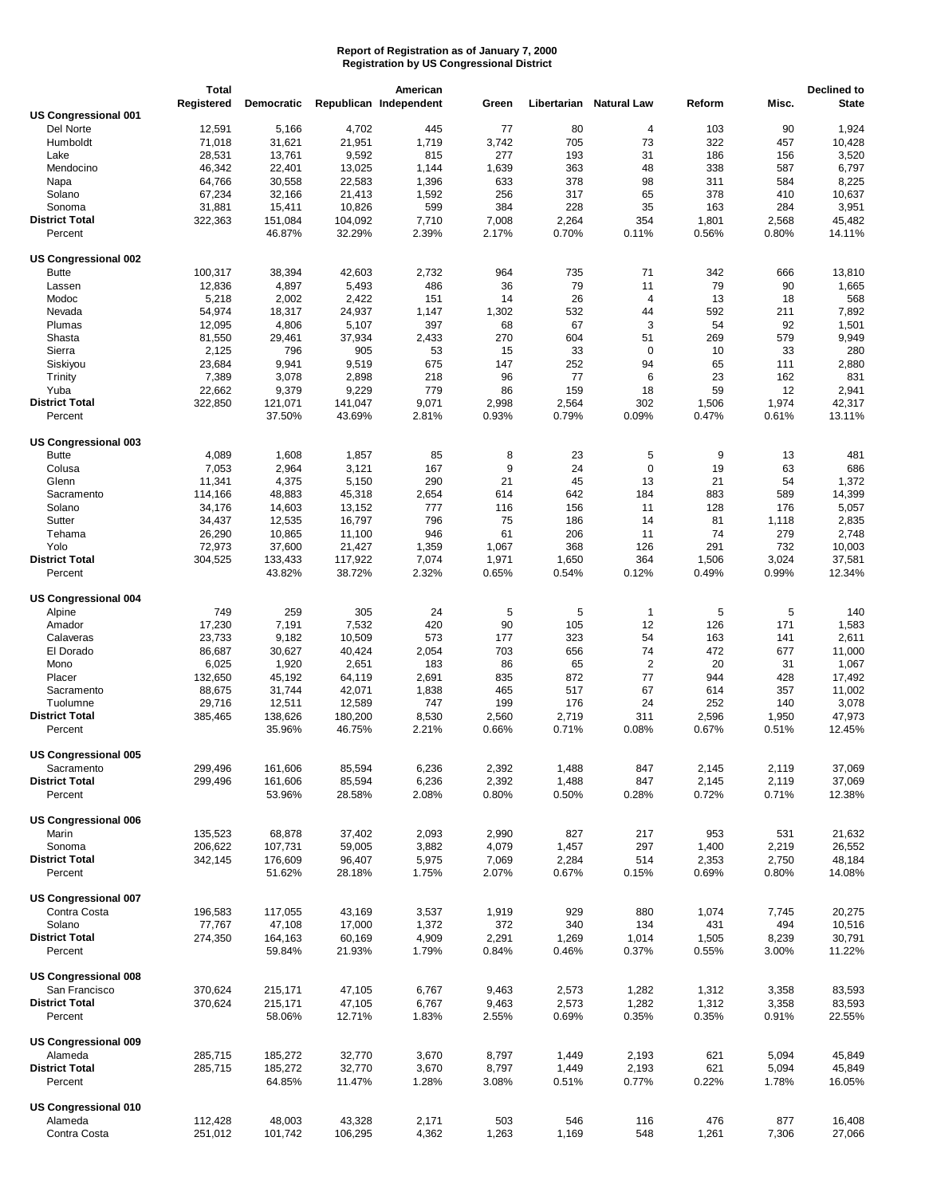**Report of Registration as of January 7, 2000**
**Registration by US Congressional District**

| | Total Registered | Democratic | Republican | American Independent | Green | Libertarian | Natural Law | Reform | Misc. | Declined to State |
|---|---|---|---|---|---|---|---|---|---|---|
| **US Congressional 001** | | | | | | | | | | |
| Del Norte | 12,591 | 5,166 | 4,702 | 445 | 77 | 80 | 4 | 103 | 90 | 1,924 |
| Humboldt | 71,018 | 31,621 | 21,951 | 1,719 | 3,742 | 705 | 73 | 322 | 457 | 10,428 |
| Lake | 28,531 | 13,761 | 9,592 | 815 | 277 | 193 | 31 | 186 | 156 | 3,520 |
| Mendocino | 46,342 | 22,401 | 13,025 | 1,144 | 1,639 | 363 | 48 | 338 | 587 | 6,797 |
| Napa | 64,766 | 30,558 | 22,583 | 1,396 | 633 | 378 | 98 | 311 | 584 | 8,225 |
| Solano | 67,234 | 32,166 | 21,413 | 1,592 | 256 | 317 | 65 | 378 | 410 | 10,637 |
| Sonoma | 31,881 | 15,411 | 10,826 | 599 | 384 | 228 | 35 | 163 | 284 | 3,951 |
| **District Total** | 322,363 | 151,084 | 104,092 | 7,710 | 7,008 | 2,264 | 354 | 1,801 | 2,568 | 45,482 |
| Percent | | 46.87% | 32.29% | 2.39% | 2.17% | 0.70% | 0.11% | 0.56% | 0.80% | 14.11% |
| **US Congressional 002** | | | | | | | | | | |
| Butte | 100,317 | 38,394 | 42,603 | 2,732 | 964 | 735 | 71 | 342 | 666 | 13,810 |
| Lassen | 12,836 | 4,897 | 5,493 | 486 | 36 | 79 | 11 | 79 | 90 | 1,665 |
| Modoc | 5,218 | 2,002 | 2,422 | 151 | 14 | 26 | 4 | 13 | 18 | 568 |
| Nevada | 54,974 | 18,317 | 24,937 | 1,147 | 1,302 | 532 | 44 | 592 | 211 | 7,892 |
| Plumas | 12,095 | 4,806 | 5,107 | 397 | 68 | 67 | 3 | 54 | 92 | 1,501 |
| Shasta | 81,550 | 29,461 | 37,934 | 2,433 | 270 | 604 | 51 | 269 | 579 | 9,949 |
| Sierra | 2,125 | 796 | 905 | 53 | 15 | 33 | 0 | 10 | 33 | 280 |
| Siskiyou | 23,684 | 9,941 | 9,519 | 675 | 147 | 252 | 94 | 65 | 111 | 2,880 |
| Trinity | 7,389 | 3,078 | 2,898 | 218 | 96 | 77 | 6 | 23 | 162 | 831 |
| Yuba | 22,662 | 9,379 | 9,229 | 779 | 86 | 159 | 18 | 59 | 12 | 2,941 |
| **District Total** | 322,850 | 121,071 | 141,047 | 9,071 | 2,998 | 2,564 | 302 | 1,506 | 1,974 | 42,317 |
| Percent | | 37.50% | 43.69% | 2.81% | 0.93% | 0.79% | 0.09% | 0.47% | 0.61% | 13.11% |
| **US Congressional 003** | | | | | | | | | | |
| Butte | 4,089 | 1,608 | 1,857 | 85 | 8 | 23 | 5 | 9 | 13 | 481 |
| Colusa | 7,053 | 2,964 | 3,121 | 167 | 9 | 24 | 0 | 19 | 63 | 686 |
| Glenn | 11,341 | 4,375 | 5,150 | 290 | 21 | 45 | 13 | 21 | 54 | 1,372 |
| Sacramento | 114,166 | 48,883 | 45,318 | 2,654 | 614 | 642 | 184 | 883 | 589 | 14,399 |
| Solano | 34,176 | 14,603 | 13,152 | 777 | 116 | 156 | 11 | 128 | 176 | 5,057 |
| Sutter | 34,437 | 12,535 | 16,797 | 796 | 75 | 186 | 14 | 81 | 1,118 | 2,835 |
| Tehama | 26,290 | 10,865 | 11,100 | 946 | 61 | 206 | 11 | 74 | 279 | 2,748 |
| Yolo | 72,973 | 37,600 | 21,427 | 1,359 | 1,067 | 368 | 126 | 291 | 732 | 10,003 |
| **District Total** | 304,525 | 133,433 | 117,922 | 7,074 | 1,971 | 1,650 | 364 | 1,506 | 3,024 | 37,581 |
| Percent | | 43.82% | 38.72% | 2.32% | 0.65% | 0.54% | 0.12% | 0.49% | 0.99% | 12.34% |
| **US Congressional 004** | | | | | | | | | | |
| Alpine | 749 | 259 | 305 | 24 | 5 | 5 | 1 | 5 | 5 | 140 |
| Amador | 17,230 | 7,191 | 7,532 | 420 | 90 | 105 | 12 | 126 | 171 | 1,583 |
| Calaveras | 23,733 | 9,182 | 10,509 | 573 | 177 | 323 | 54 | 163 | 141 | 2,611 |
| El Dorado | 86,687 | 30,627 | 40,424 | 2,054 | 703 | 656 | 74 | 472 | 677 | 11,000 |
| Mono | 6,025 | 1,920 | 2,651 | 183 | 86 | 65 | 2 | 20 | 31 | 1,067 |
| Placer | 132,650 | 45,192 | 64,119 | 2,691 | 835 | 872 | 77 | 944 | 428 | 17,492 |
| Sacramento | 88,675 | 31,744 | 42,071 | 1,838 | 465 | 517 | 67 | 614 | 357 | 11,002 |
| Tuolumne | 29,716 | 12,511 | 12,589 | 747 | 199 | 176 | 24 | 252 | 140 | 3,078 |
| **District Total** | 385,465 | 138,626 | 180,200 | 8,530 | 2,560 | 2,719 | 311 | 2,596 | 1,950 | 47,973 |
| Percent | | 35.96% | 46.75% | 2.21% | 0.66% | 0.71% | 0.08% | 0.67% | 0.51% | 12.45% |
| **US Congressional 005** | | | | | | | | | | |
| Sacramento | 299,496 | 161,606 | 85,594 | 6,236 | 2,392 | 1,488 | 847 | 2,145 | 2,119 | 37,069 |
| **District Total** | 299,496 | 161,606 | 85,594 | 6,236 | 2,392 | 1,488 | 847 | 2,145 | 2,119 | 37,069 |
| Percent | | 53.96% | 28.58% | 2.08% | 0.80% | 0.50% | 0.28% | 0.72% | 0.71% | 12.38% |
| **US Congressional 006** | | | | | | | | | | |
| Marin | 135,523 | 68,878 | 37,402 | 2,093 | 2,990 | 827 | 217 | 953 | 531 | 21,632 |
| Sonoma | 206,622 | 107,731 | 59,005 | 3,882 | 4,079 | 1,457 | 297 | 1,400 | 2,219 | 26,552 |
| **District Total** | 342,145 | 176,609 | 96,407 | 5,975 | 7,069 | 2,284 | 514 | 2,353 | 2,750 | 48,184 |
| Percent | | 51.62% | 28.18% | 1.75% | 2.07% | 0.67% | 0.15% | 0.69% | 0.80% | 14.08% |
| **US Congressional 007** | | | | | | | | | | |
| Contra Costa | 196,583 | 117,055 | 43,169 | 3,537 | 1,919 | 929 | 880 | 1,074 | 7,745 | 20,275 |
| Solano | 77,767 | 47,108 | 17,000 | 1,372 | 372 | 340 | 134 | 431 | 494 | 10,516 |
| **District Total** | 274,350 | 164,163 | 60,169 | 4,909 | 2,291 | 1,269 | 1,014 | 1,505 | 8,239 | 30,791 |
| Percent | | 59.84% | 21.93% | 1.79% | 0.84% | 0.46% | 0.37% | 0.55% | 3.00% | 11.22% |
| **US Congressional 008** | | | | | | | | | | |
| San Francisco | 370,624 | 215,171 | 47,105 | 6,767 | 9,463 | 2,573 | 1,282 | 1,312 | 3,358 | 83,593 |
| **District Total** | 370,624 | 215,171 | 47,105 | 6,767 | 9,463 | 2,573 | 1,282 | 1,312 | 3,358 | 83,593 |
| Percent | | 58.06% | 12.71% | 1.83% | 2.55% | 0.69% | 0.35% | 0.35% | 0.91% | 22.55% |
| **US Congressional 009** | | | | | | | | | | |
| Alameda | 285,715 | 185,272 | 32,770 | 3,670 | 8,797 | 1,449 | 2,193 | 621 | 5,094 | 45,849 |
| **District Total** | 285,715 | 185,272 | 32,770 | 3,670 | 8,797 | 1,449 | 2,193 | 621 | 5,094 | 45,849 |
| Percent | | 64.85% | 11.47% | 1.28% | 3.08% | 0.51% | 0.77% | 0.22% | 1.78% | 16.05% |
| **US Congressional 010** | | | | | | | | | | |
| Alameda | 112,428 | 48,003 | 43,328 | 2,171 | 503 | 546 | 116 | 476 | 877 | 16,408 |
| Contra Costa | 251,012 | 101,742 | 106,295 | 4,362 | 1,263 | 1,169 | 548 | 1,261 | 7,306 | 27,066 |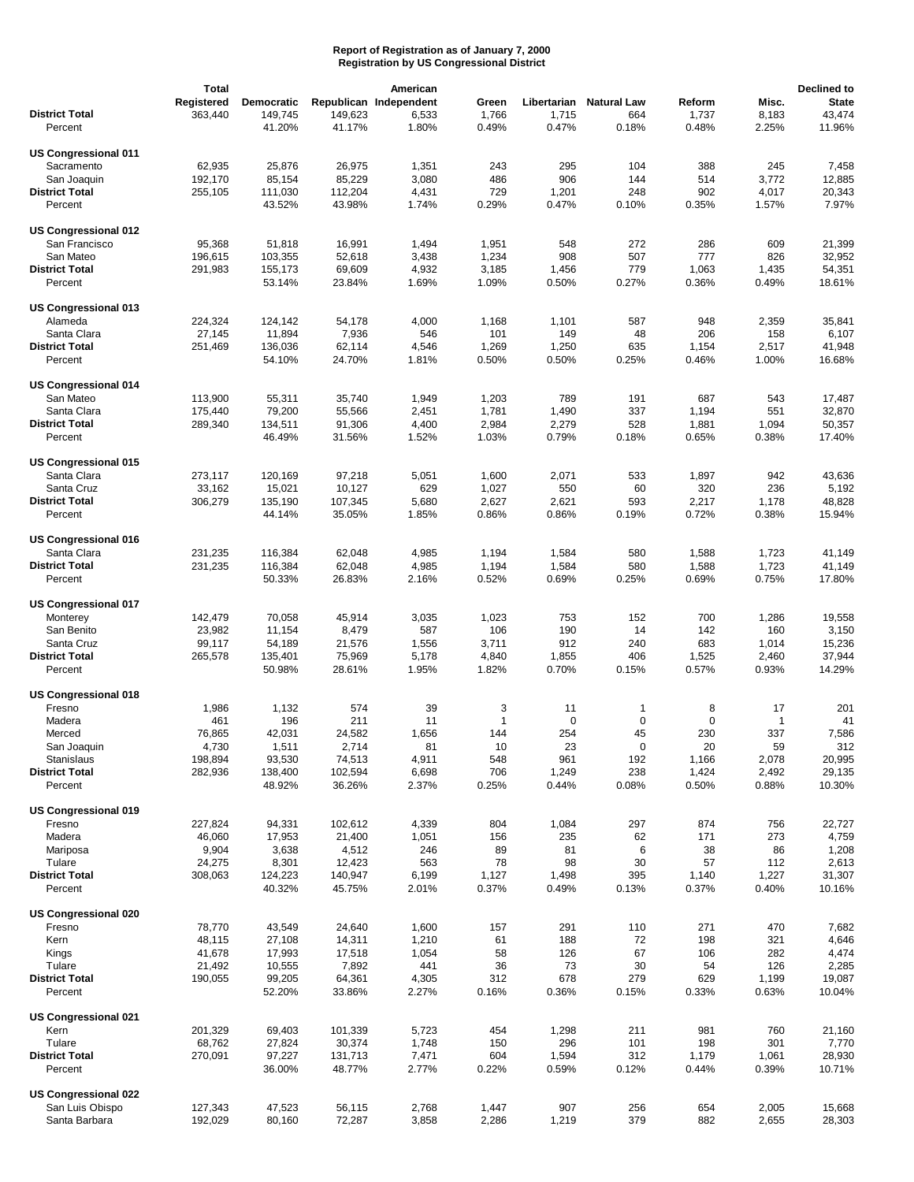**Report of Registration as of January 7, 2000**
**Registration by US Congressional District**

| | Total Registered | Democratic | Republican | American Independent | Green | Libertarian | Natural Law | Reform | Misc. | Declined to State |
|---|---|---|---|---|---|---|---|---|---|---|
| **District Total** | 363,440 | 149,745 | 149,623 | 6,533 | 1,766 | 1,715 | 664 | 1,737 | 8,183 | 43,474 |
| Percent | | 41.20% | 41.17% | 1.80% | 0.49% | 0.47% | 0.18% | 0.48% | 2.25% | 11.96% |
| **US Congressional 011** | | | | | | | | | | |
| Sacramento | 62,935 | 25,876 | 26,975 | 1,351 | 243 | 295 | 104 | 388 | 245 | 7,458 |
| San Joaquin | 192,170 | 85,154 | 85,229 | 3,080 | 486 | 906 | 144 | 514 | 3,772 | 12,885 |
| **District Total** | 255,105 | 111,030 | 112,204 | 4,431 | 729 | 1,201 | 248 | 902 | 4,017 | 20,343 |
| Percent | | 43.52% | 43.98% | 1.74% | 0.29% | 0.47% | 0.10% | 0.35% | 1.57% | 7.97% |
| **US Congressional 012** | | | | | | | | | | |
| San Francisco | 95,368 | 51,818 | 16,991 | 1,494 | 1,951 | 548 | 272 | 286 | 609 | 21,399 |
| San Mateo | 196,615 | 103,355 | 52,618 | 3,438 | 1,234 | 908 | 507 | 777 | 826 | 32,952 |
| **District Total** | 291,983 | 155,173 | 69,609 | 4,932 | 3,185 | 1,456 | 779 | 1,063 | 1,435 | 54,351 |
| Percent | | 53.14% | 23.84% | 1.69% | 1.09% | 0.50% | 0.27% | 0.36% | 0.49% | 18.61% |
| **US Congressional 013** | | | | | | | | | | |
| Alameda | 224,324 | 124,142 | 54,178 | 4,000 | 1,168 | 1,101 | 587 | 948 | 2,359 | 35,841 |
| Santa Clara | 27,145 | 11,894 | 7,936 | 546 | 101 | 149 | 48 | 206 | 158 | 6,107 |
| **District Total** | 251,469 | 136,036 | 62,114 | 4,546 | 1,269 | 1,250 | 635 | 1,154 | 2,517 | 41,948 |
| Percent | | 54.10% | 24.70% | 1.81% | 0.50% | 0.50% | 0.25% | 0.46% | 1.00% | 16.68% |
| **US Congressional 014** | | | | | | | | | | |
| San Mateo | 113,900 | 55,311 | 35,740 | 1,949 | 1,203 | 789 | 191 | 687 | 543 | 17,487 |
| Santa Clara | 175,440 | 79,200 | 55,566 | 2,451 | 1,781 | 1,490 | 337 | 1,194 | 551 | 32,870 |
| **District Total** | 289,340 | 134,511 | 91,306 | 4,400 | 2,984 | 2,279 | 528 | 1,881 | 1,094 | 50,357 |
| Percent | | 46.49% | 31.56% | 1.52% | 1.03% | 0.79% | 0.18% | 0.65% | 0.38% | 17.40% |
| **US Congressional 015** | | | | | | | | | | |
| Santa Clara | 273,117 | 120,169 | 97,218 | 5,051 | 1,600 | 2,071 | 533 | 1,897 | 942 | 43,636 |
| Santa Cruz | 33,162 | 15,021 | 10,127 | 629 | 1,027 | 550 | 60 | 320 | 236 | 5,192 |
| **District Total** | 306,279 | 135,190 | 107,345 | 5,680 | 2,627 | 2,621 | 593 | 2,217 | 1,178 | 48,828 |
| Percent | | 44.14% | 35.05% | 1.85% | 0.86% | 0.86% | 0.19% | 0.72% | 0.38% | 15.94% |
| **US Congressional 016** | | | | | | | | | | |
| Santa Clara | 231,235 | 116,384 | 62,048 | 4,985 | 1,194 | 1,584 | 580 | 1,588 | 1,723 | 41,149 |
| **District Total** | 231,235 | 116,384 | 62,048 | 4,985 | 1,194 | 1,584 | 580 | 1,588 | 1,723 | 41,149 |
| Percent | | 50.33% | 26.83% | 2.16% | 0.52% | 0.69% | 0.25% | 0.69% | 0.75% | 17.80% |
| **US Congressional 017** | | | | | | | | | | |
| Monterey | 142,479 | 70,058 | 45,914 | 3,035 | 1,023 | 753 | 152 | 700 | 1,286 | 19,558 |
| San Benito | 23,982 | 11,154 | 8,479 | 587 | 106 | 190 | 14 | 142 | 160 | 3,150 |
| Santa Cruz | 99,117 | 54,189 | 21,576 | 1,556 | 3,711 | 912 | 240 | 683 | 1,014 | 15,236 |
| **District Total** | 265,578 | 135,401 | 75,969 | 5,178 | 4,840 | 1,855 | 406 | 1,525 | 2,460 | 37,944 |
| Percent | | 50.98% | 28.61% | 1.95% | 1.82% | 0.70% | 0.15% | 0.57% | 0.93% | 14.29% |
| **US Congressional 018** | | | | | | | | | | |
| Fresno | 1,986 | 1,132 | 574 | 39 | 3 | 11 | 1 | 8 | 17 | 201 |
| Madera | 461 | 196 | 211 | 11 | 1 | 0 | 0 | 0 | 1 | 41 |
| Merced | 76,865 | 42,031 | 24,582 | 1,656 | 144 | 254 | 45 | 230 | 337 | 7,586 |
| San Joaquin | 4,730 | 1,511 | 2,714 | 81 | 10 | 23 | 0 | 20 | 59 | 312 |
| Stanislaus | 198,894 | 93,530 | 74,513 | 4,911 | 548 | 961 | 192 | 1,166 | 2,078 | 20,995 |
| **District Total** | 282,936 | 138,400 | 102,594 | 6,698 | 706 | 1,249 | 238 | 1,424 | 2,492 | 29,135 |
| Percent | | 48.92% | 36.26% | 2.37% | 0.25% | 0.44% | 0.08% | 0.50% | 0.88% | 10.30% |
| **US Congressional 019** | | | | | | | | | | |
| Fresno | 227,824 | 94,331 | 102,612 | 4,339 | 804 | 1,084 | 297 | 874 | 756 | 22,727 |
| Madera | 46,060 | 17,953 | 21,400 | 1,051 | 156 | 235 | 62 | 171 | 273 | 4,759 |
| Mariposa | 9,904 | 3,638 | 4,512 | 246 | 89 | 81 | 6 | 38 | 86 | 1,208 |
| Tulare | 24,275 | 8,301 | 12,423 | 563 | 78 | 98 | 30 | 57 | 112 | 2,613 |
| **District Total** | 308,063 | 124,223 | 140,947 | 6,199 | 1,127 | 1,498 | 395 | 1,140 | 1,227 | 31,307 |
| Percent | | 40.32% | 45.75% | 2.01% | 0.37% | 0.49% | 0.13% | 0.37% | 0.40% | 10.16% |
| **US Congressional 020** | | | | | | | | | | |
| Fresno | 78,770 | 43,549 | 24,640 | 1,600 | 157 | 291 | 110 | 271 | 470 | 7,682 |
| Kern | 48,115 | 27,108 | 14,311 | 1,210 | 61 | 188 | 72 | 198 | 321 | 4,646 |
| Kings | 41,678 | 17,993 | 17,518 | 1,054 | 58 | 126 | 67 | 106 | 282 | 4,474 |
| Tulare | 21,492 | 10,555 | 7,892 | 441 | 36 | 73 | 30 | 54 | 126 | 2,285 |
| **District Total** | 190,055 | 99,205 | 64,361 | 4,305 | 312 | 678 | 279 | 629 | 1,199 | 19,087 |
| Percent | | 52.20% | 33.86% | 2.27% | 0.16% | 0.36% | 0.15% | 0.33% | 0.63% | 10.04% |
| **US Congressional 021** | | | | | | | | | | |
| Kern | 201,329 | 69,403 | 101,339 | 5,723 | 454 | 1,298 | 211 | 981 | 760 | 21,160 |
| Tulare | 68,762 | 27,824 | 30,374 | 1,748 | 150 | 296 | 101 | 198 | 301 | 7,770 |
| **District Total** | 270,091 | 97,227 | 131,713 | 7,471 | 604 | 1,594 | 312 | 1,179 | 1,061 | 28,930 |
| Percent | | 36.00% | 48.77% | 2.77% | 0.22% | 0.59% | 0.12% | 0.44% | 0.39% | 10.71% |
| **US Congressional 022** | | | | | | | | | | |
| San Luis Obispo | 127,343 | 47,523 | 56,115 | 2,768 | 1,447 | 907 | 256 | 654 | 2,005 | 15,668 |
| Santa Barbara | 192,029 | 80,160 | 72,287 | 3,858 | 2,286 | 1,219 | 379 | 882 | 2,655 | 28,303 |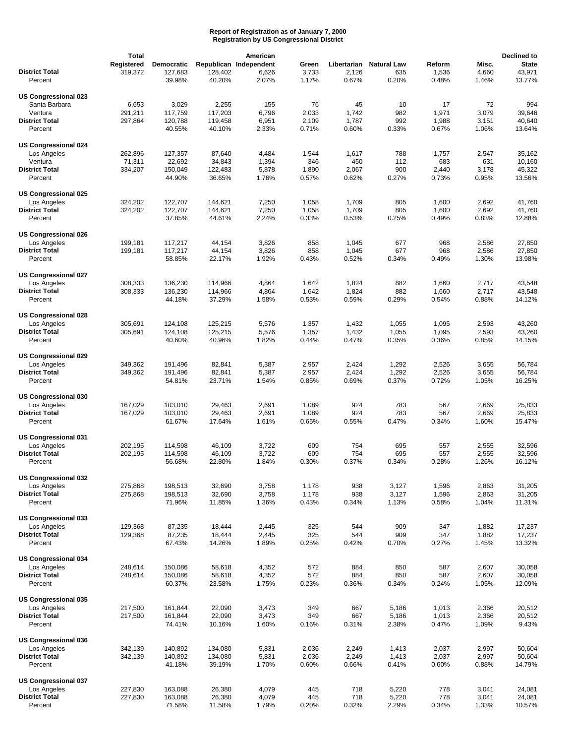**Report of Registration as of January 7, 2000**
**Registration by US Congressional District**

| | Total Registered | Democratic | Republican | American Independent | Green | Libertarian | Natural Law | Reform | Misc. | Declined to State |
|---|---|---|---|---|---|---|---|---|---|---|
| **District Total** | 319,372 | 127,683 | 128,402 | 6,626 | 3,733 | 2,126 | 635 | 1,536 | 4,660 | 43,971 |
| Percent | | 39.98% | 40.20% | 2.07% | 1.17% | 0.67% | 0.20% | 0.48% | 1.46% | 13.77% |
| **US Congressional 023** | | | | | | | | | | |
| Santa Barbara | 6,653 | 3,029 | 2,255 | 155 | 76 | 45 | 10 | 17 | 72 | 994 |
| Ventura | 291,211 | 117,759 | 117,203 | 6,796 | 2,033 | 1,742 | 982 | 1,971 | 3,079 | 39,646 |
| **District Total** | 297,864 | 120,788 | 119,458 | 6,951 | 2,109 | 1,787 | 992 | 1,988 | 3,151 | 40,640 |
| Percent | | 40.55% | 40.10% | 2.33% | 0.71% | 0.60% | 0.33% | 0.67% | 1.06% | 13.64% |
| **US Congressional 024** | | | | | | | | | | |
| Los Angeles | 262,896 | 127,357 | 87,640 | 4,484 | 1,544 | 1,617 | 788 | 1,757 | 2,547 | 35,162 |
| Ventura | 71,311 | 22,692 | 34,843 | 1,394 | 346 | 450 | 112 | 683 | 631 | 10,160 |
| **District Total** | 334,207 | 150,049 | 122,483 | 5,878 | 1,890 | 2,067 | 900 | 2,440 | 3,178 | 45,322 |
| Percent | | 44.90% | 36.65% | 1.76% | 0.57% | 0.62% | 0.27% | 0.73% | 0.95% | 13.56% |
| **US Congressional 025** | | | | | | | | | | |
| Los Angeles | 324,202 | 122,707 | 144,621 | 7,250 | 1,058 | 1,709 | 805 | 1,600 | 2,692 | 41,760 |
| **District Total** | 324,202 | 122,707 | 144,621 | 7,250 | 1,058 | 1,709 | 805 | 1,600 | 2,692 | 41,760 |
| Percent | | 37.85% | 44.61% | 2.24% | 0.33% | 0.53% | 0.25% | 0.49% | 0.83% | 12.88% |
| **US Congressional 026** | | | | | | | | | | |
| Los Angeles | 199,181 | 117,217 | 44,154 | 3,826 | 858 | 1,045 | 677 | 968 | 2,586 | 27,850 |
| **District Total** | 199,181 | 117,217 | 44,154 | 3,826 | 858 | 1,045 | 677 | 968 | 2,586 | 27,850 |
| Percent | | 58.85% | 22.17% | 1.92% | 0.43% | 0.52% | 0.34% | 0.49% | 1.30% | 13.98% |
| **US Congressional 027** | | | | | | | | | | |
| Los Angeles | 308,333 | 136,230 | 114,966 | 4,864 | 1,642 | 1,824 | 882 | 1,660 | 2,717 | 43,548 |
| **District Total** | 308,333 | 136,230 | 114,966 | 4,864 | 1,642 | 1,824 | 882 | 1,660 | 2,717 | 43,548 |
| Percent | | 44.18% | 37.29% | 1.58% | 0.53% | 0.59% | 0.29% | 0.54% | 0.88% | 14.12% |
| **US Congressional 028** | | | | | | | | | | |
| Los Angeles | 305,691 | 124,108 | 125,215 | 5,576 | 1,357 | 1,432 | 1,055 | 1,095 | 2,593 | 43,260 |
| **District Total** | 305,691 | 124,108 | 125,215 | 5,576 | 1,357 | 1,432 | 1,055 | 1,095 | 2,593 | 43,260 |
| Percent | | 40.60% | 40.96% | 1.82% | 0.44% | 0.47% | 0.35% | 0.36% | 0.85% | 14.15% |
| **US Congressional 029** | | | | | | | | | | |
| Los Angeles | 349,362 | 191,496 | 82,841 | 5,387 | 2,957 | 2,424 | 1,292 | 2,526 | 3,655 | 56,784 |
| **District Total** | 349,362 | 191,496 | 82,841 | 5,387 | 2,957 | 2,424 | 1,292 | 2,526 | 3,655 | 56,784 |
| Percent | | 54.81% | 23.71% | 1.54% | 0.85% | 0.69% | 0.37% | 0.72% | 1.05% | 16.25% |
| **US Congressional 030** | | | | | | | | | | |
| Los Angeles | 167,029 | 103,010 | 29,463 | 2,691 | 1,089 | 924 | 783 | 567 | 2,669 | 25,833 |
| **District Total** | 167,029 | 103,010 | 29,463 | 2,691 | 1,089 | 924 | 783 | 567 | 2,669 | 25,833 |
| Percent | | 61.67% | 17.64% | 1.61% | 0.65% | 0.55% | 0.47% | 0.34% | 1.60% | 15.47% |
| **US Congressional 031** | | | | | | | | | | |
| Los Angeles | 202,195 | 114,598 | 46,109 | 3,722 | 609 | 754 | 695 | 557 | 2,555 | 32,596 |
| **District Total** | 202,195 | 114,598 | 46,109 | 3,722 | 609 | 754 | 695 | 557 | 2,555 | 32,596 |
| Percent | | 56.68% | 22.80% | 1.84% | 0.30% | 0.37% | 0.34% | 0.28% | 1.26% | 16.12% |
| **US Congressional 032** | | | | | | | | | | |
| Los Angeles | 275,868 | 198,513 | 32,690 | 3,758 | 1,178 | 938 | 3,127 | 1,596 | 2,863 | 31,205 |
| **District Total** | 275,868 | 198,513 | 32,690 | 3,758 | 1,178 | 938 | 3,127 | 1,596 | 2,863 | 31,205 |
| Percent | | 71.96% | 11.85% | 1.36% | 0.43% | 0.34% | 1.13% | 0.58% | 1.04% | 11.31% |
| **US Congressional 033** | | | | | | | | | | |
| Los Angeles | 129,368 | 87,235 | 18,444 | 2,445 | 325 | 544 | 909 | 347 | 1,882 | 17,237 |
| **District Total** | 129,368 | 87,235 | 18,444 | 2,445 | 325 | 544 | 909 | 347 | 1,882 | 17,237 |
| Percent | | 67.43% | 14.26% | 1.89% | 0.25% | 0.42% | 0.70% | 0.27% | 1.45% | 13.32% |
| **US Congressional 034** | | | | | | | | | | |
| Los Angeles | 248,614 | 150,086 | 58,618 | 4,352 | 572 | 884 | 850 | 587 | 2,607 | 30,058 |
| **District Total** | 248,614 | 150,086 | 58,618 | 4,352 | 572 | 884 | 850 | 587 | 2,607 | 30,058 |
| Percent | | 60.37% | 23.58% | 1.75% | 0.23% | 0.36% | 0.34% | 0.24% | 1.05% | 12.09% |
| **US Congressional 035** | | | | | | | | | | |
| Los Angeles | 217,500 | 161,844 | 22,090 | 3,473 | 349 | 667 | 5,186 | 1,013 | 2,366 | 20,512 |
| **District Total** | 217,500 | 161,844 | 22,090 | 3,473 | 349 | 667 | 5,186 | 1,013 | 2,366 | 20,512 |
| Percent | | 74.41% | 10.16% | 1.60% | 0.16% | 0.31% | 2.38% | 0.47% | 1.09% | 9.43% |
| **US Congressional 036** | | | | | | | | | | |
| Los Angeles | 342,139 | 140,892 | 134,080 | 5,831 | 2,036 | 2,249 | 1,413 | 2,037 | 2,997 | 50,604 |
| **District Total** | 342,139 | 140,892 | 134,080 | 5,831 | 2,036 | 2,249 | 1,413 | 2,037 | 2,997 | 50,604 |
| Percent | | 41.18% | 39.19% | 1.70% | 0.60% | 0.66% | 0.41% | 0.60% | 0.88% | 14.79% |
| **US Congressional 037** | | | | | | | | | | |
| Los Angeles | 227,830 | 163,088 | 26,380 | 4,079 | 445 | 718 | 5,220 | 778 | 3,041 | 24,081 |
| **District Total** | 227,830 | 163,088 | 26,380 | 4,079 | 445 | 718 | 5,220 | 778 | 3,041 | 24,081 |
| Percent | | 71.58% | 11.58% | 1.79% | 0.20% | 0.32% | 2.29% | 0.34% | 1.33% | 10.57% |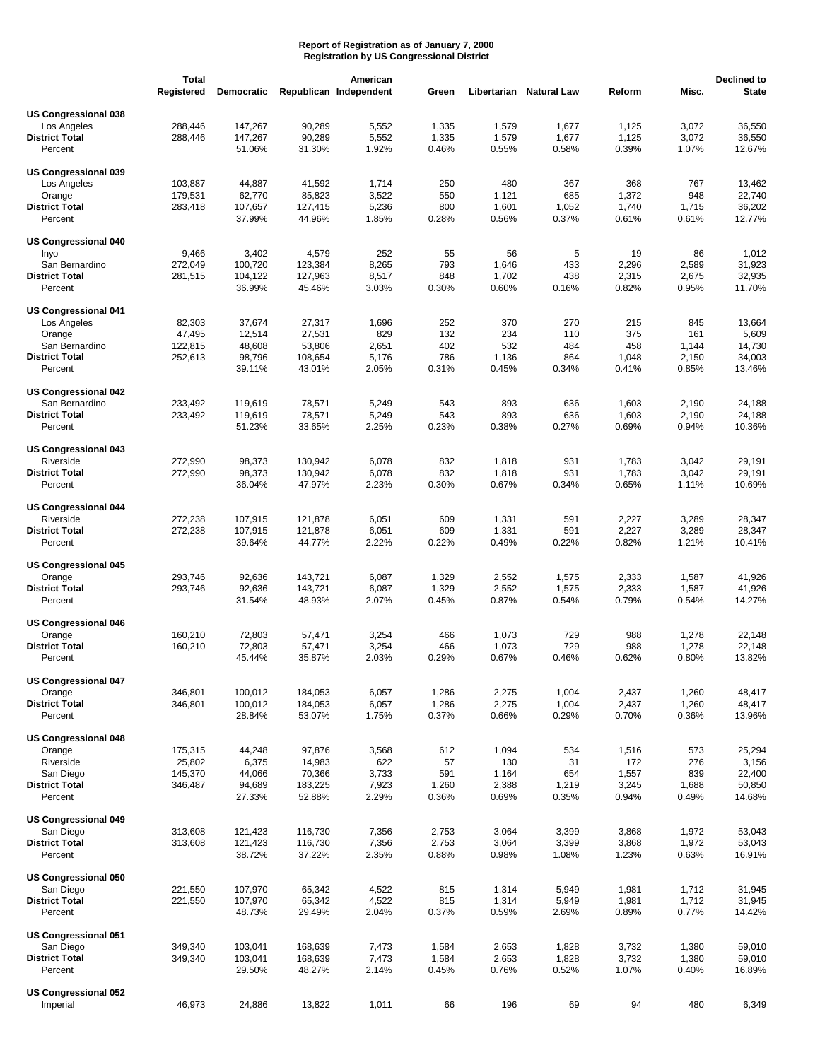**Report of Registration as of January 7, 2000**
**Registration by US Congressional District**

| | Total Registered | Democratic | Republican | American Independent | Green | Libertarian | Natural Law | Reform | Misc. | Declined to State |
|---|---|---|---|---|---|---|---|---|---|---|
| **US Congressional 038** | | | | | | | | | | |
| Los Angeles | 288,446 | 147,267 | 90,289 | 5,552 | 1,335 | 1,579 | 1,677 | 1,125 | 3,072 | 36,550 |
| **District Total** | 288,446 | 147,267 | 90,289 | 5,552 | 1,335 | 1,579 | 1,677 | 1,125 | 3,072 | 36,550 |
| Percent | | 51.06% | 31.30% | 1.92% | 0.46% | 0.55% | 0.58% | 0.39% | 1.07% | 12.67% |
| **US Congressional 039** | | | | | | | | | | |
| Los Angeles | 103,887 | 44,887 | 41,592 | 1,714 | 250 | 480 | 367 | 368 | 767 | 13,462 |
| Orange | 179,531 | 62,770 | 85,823 | 3,522 | 550 | 1,121 | 685 | 1,372 | 948 | 22,740 |
| **District Total** | 283,418 | 107,657 | 127,415 | 5,236 | 800 | 1,601 | 1,052 | 1,740 | 1,715 | 36,202 |
| Percent | | 37.99% | 44.96% | 1.85% | 0.28% | 0.56% | 0.37% | 0.61% | 0.61% | 12.77% |
| **US Congressional 040** | | | | | | | | | | |
| Inyo | 9,466 | 3,402 | 4,579 | 252 | 55 | 56 | 5 | 19 | 86 | 1,012 |
| San Bernardino | 272,049 | 100,720 | 123,384 | 8,265 | 793 | 1,646 | 433 | 2,296 | 2,589 | 31,923 |
| **District Total** | 281,515 | 104,122 | 127,963 | 8,517 | 848 | 1,702 | 438 | 2,315 | 2,675 | 32,935 |
| Percent | | 36.99% | 45.46% | 3.03% | 0.30% | 0.60% | 0.16% | 0.82% | 0.95% | 11.70% |
| **US Congressional 041** | | | | | | | | | | |
| Los Angeles | 82,303 | 37,674 | 27,317 | 1,696 | 252 | 370 | 270 | 215 | 845 | 13,664 |
| Orange | 47,495 | 12,514 | 27,531 | 829 | 132 | 234 | 110 | 375 | 161 | 5,609 |
| San Bernardino | 122,815 | 48,608 | 53,806 | 2,651 | 402 | 532 | 484 | 458 | 1,144 | 14,730 |
| **District Total** | 252,613 | 98,796 | 108,654 | 5,176 | 786 | 1,136 | 864 | 1,048 | 2,150 | 34,003 |
| Percent | | 39.11% | 43.01% | 2.05% | 0.31% | 0.45% | 0.34% | 0.41% | 0.85% | 13.46% |
| **US Congressional 042** | | | | | | | | | | |
| San Bernardino | 233,492 | 119,619 | 78,571 | 5,249 | 543 | 893 | 636 | 1,603 | 2,190 | 24,188 |
| **District Total** | 233,492 | 119,619 | 78,571 | 5,249 | 543 | 893 | 636 | 1,603 | 2,190 | 24,188 |
| Percent | | 51.23% | 33.65% | 2.25% | 0.23% | 0.38% | 0.27% | 0.69% | 0.94% | 10.36% |
| **US Congressional 043** | | | | | | | | | | |
| Riverside | 272,990 | 98,373 | 130,942 | 6,078 | 832 | 1,818 | 931 | 1,783 | 3,042 | 29,191 |
| **District Total** | 272,990 | 98,373 | 130,942 | 6,078 | 832 | 1,818 | 931 | 1,783 | 3,042 | 29,191 |
| Percent | | 36.04% | 47.97% | 2.23% | 0.30% | 0.67% | 0.34% | 0.65% | 1.11% | 10.69% |
| **US Congressional 044** | | | | | | | | | | |
| Riverside | 272,238 | 107,915 | 121,878 | 6,051 | 609 | 1,331 | 591 | 2,227 | 3,289 | 28,347 |
| **District Total** | 272,238 | 107,915 | 121,878 | 6,051 | 609 | 1,331 | 591 | 2,227 | 3,289 | 28,347 |
| Percent | | 39.64% | 44.77% | 2.22% | 0.22% | 0.49% | 0.22% | 0.82% | 1.21% | 10.41% |
| **US Congressional 045** | | | | | | | | | | |
| Orange | 293,746 | 92,636 | 143,721 | 6,087 | 1,329 | 2,552 | 1,575 | 2,333 | 1,587 | 41,926 |
| **District Total** | 293,746 | 92,636 | 143,721 | 6,087 | 1,329 | 2,552 | 1,575 | 2,333 | 1,587 | 41,926 |
| Percent | | 31.54% | 48.93% | 2.07% | 0.45% | 0.87% | 0.54% | 0.79% | 0.54% | 14.27% |
| **US Congressional 046** | | | | | | | | | | |
| Orange | 160,210 | 72,803 | 57,471 | 3,254 | 466 | 1,073 | 729 | 988 | 1,278 | 22,148 |
| **District Total** | 160,210 | 72,803 | 57,471 | 3,254 | 466 | 1,073 | 729 | 988 | 1,278 | 22,148 |
| Percent | | 45.44% | 35.87% | 2.03% | 0.29% | 0.67% | 0.46% | 0.62% | 0.80% | 13.82% |
| **US Congressional 047** | | | | | | | | | | |
| Orange | 346,801 | 100,012 | 184,053 | 6,057 | 1,286 | 2,275 | 1,004 | 2,437 | 1,260 | 48,417 |
| **District Total** | 346,801 | 100,012 | 184,053 | 6,057 | 1,286 | 2,275 | 1,004 | 2,437 | 1,260 | 48,417 |
| Percent | | 28.84% | 53.07% | 1.75% | 0.37% | 0.66% | 0.29% | 0.70% | 0.36% | 13.96% |
| **US Congressional 048** | | | | | | | | | | |
| Orange | 175,315 | 44,248 | 97,876 | 3,568 | 612 | 1,094 | 534 | 1,516 | 573 | 25,294 |
| Riverside | 25,802 | 6,375 | 14,983 | 622 | 57 | 130 | 31 | 172 | 276 | 3,156 |
| San Diego | 145,370 | 44,066 | 70,366 | 3,733 | 591 | 1,164 | 654 | 1,557 | 839 | 22,400 |
| **District Total** | 346,487 | 94,689 | 183,225 | 7,923 | 1,260 | 2,388 | 1,219 | 3,245 | 1,688 | 50,850 |
| Percent | | 27.33% | 52.88% | 2.29% | 0.36% | 0.69% | 0.35% | 0.94% | 0.49% | 14.68% |
| **US Congressional 049** | | | | | | | | | | |
| San Diego | 313,608 | 121,423 | 116,730 | 7,356 | 2,753 | 3,064 | 3,399 | 3,868 | 1,972 | 53,043 |
| **District Total** | 313,608 | 121,423 | 116,730 | 7,356 | 2,753 | 3,064 | 3,399 | 3,868 | 1,972 | 53,043 |
| Percent | | 38.72% | 37.22% | 2.35% | 0.88% | 0.98% | 1.08% | 1.23% | 0.63% | 16.91% |
| **US Congressional 050** | | | | | | | | | | |
| San Diego | 221,550 | 107,970 | 65,342 | 4,522 | 815 | 1,314 | 5,949 | 1,981 | 1,712 | 31,945 |
| **District Total** | 221,550 | 107,970 | 65,342 | 4,522 | 815 | 1,314 | 5,949 | 1,981 | 1,712 | 31,945 |
| Percent | | 48.73% | 29.49% | 2.04% | 0.37% | 0.59% | 2.69% | 0.89% | 0.77% | 14.42% |
| **US Congressional 051** | | | | | | | | | | |
| San Diego | 349,340 | 103,041 | 168,639 | 7,473 | 1,584 | 2,653 | 1,828 | 3,732 | 1,380 | 59,010 |
| **District Total** | 349,340 | 103,041 | 168,639 | 7,473 | 1,584 | 2,653 | 1,828 | 3,732 | 1,380 | 59,010 |
| Percent | | 29.50% | 48.27% | 2.14% | 0.45% | 0.76% | 0.52% | 1.07% | 0.40% | 16.89% |
| **US Congressional 052** | | | | | | | | | | |
| Imperial | 46,973 | 24,886 | 13,822 | 1,011 | 66 | 196 | 69 | 94 | 480 | 6,349 |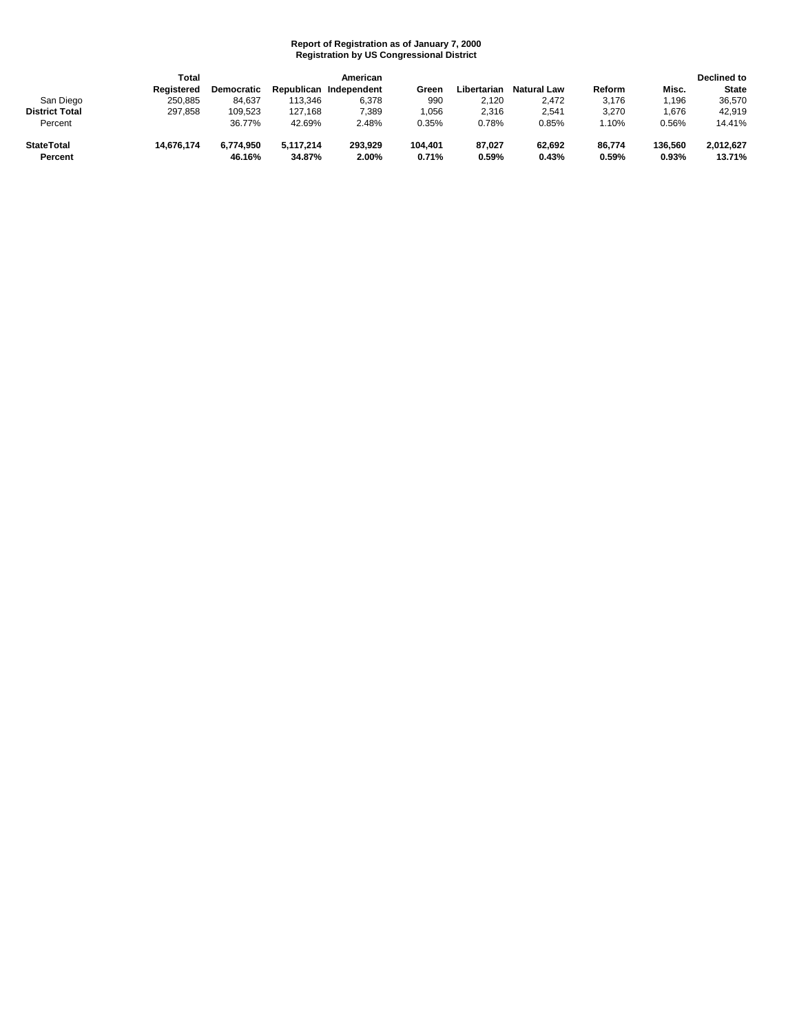**Report of Registration as of January 7, 2000**
**Registration by US Congressional District**

| | Total Registered | Democratic | Republican | American Independent | Green | Libertarian | Natural Law | Reform | Misc. | Declined to State |
|---|---|---|---|---|---|---|---|---|---|---|
| San Diego | 250,885 | 84,637 | 113,346 | 6,378 | 990 | 2,120 | 2,472 | 3,176 | 1,196 | 36,570 |
| **District Total** | 297,858 | 109,523 | 127,168 | 7,389 | 1,056 | 2,316 | 2,541 | 3,270 | 1,676 | 42,919 |
| Percent | | 36.77% | 42.69% | 2.48% | 0.35% | 0.78% | 0.85% | 1.10% | 0.56% | 14.41% |
| **StateTotal** | **14,676,174** | **6,774,950** | **5,117,214** | **293,929** | **104,401** | **87,027** | **62,692** | **86,774** | **136,560** | **2,012,627** |
| **Percent** | | **46.16%** | **34.87%** | **2.00%** | **0.71%** | **0.59%** | **0.43%** | **0.59%** | **0.93%** | **13.71%** |